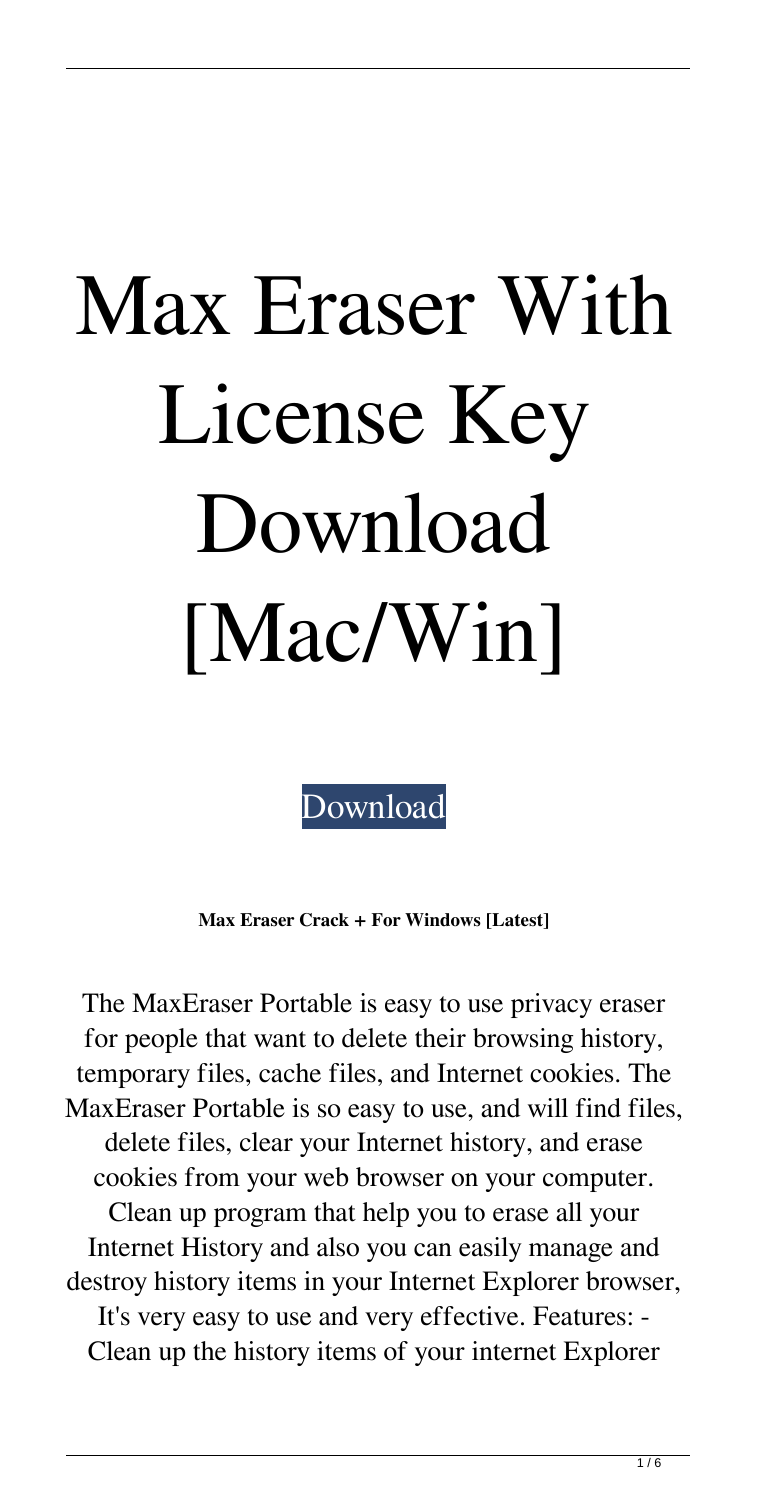# Max Eraser With License Key Download [Mac/Win]

[Download]

**Max Eraser Crack + For Windows [Latest]**

The MaxEraser Portable is easy to use privacy eraser for people that want to delete their browsing history, temporary files, cache files, and Internet cookies. The MaxEraser Portable is so easy to use, and will find files, delete files, clear your Internet history, and erase cookies from your web browser on your computer. Clean up program that help you to erase all your Internet History and also you can easily manage and destroy history items in your Internet Explorer browser, It's very easy to use and very effective. Features: - Clean up the history items of your internet Explorer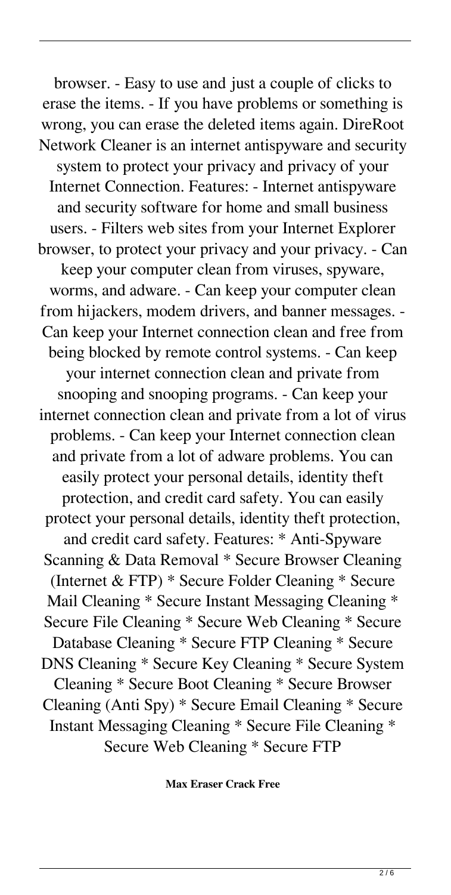browser. - Easy to use and just a couple of clicks to erase the items. - If you have problems or something is wrong, you can erase the deleted items again. DireRoot Network Cleaner is an internet antispyware and security system to protect your privacy and privacy of your Internet Connection. Features: - Internet antispyware and security software for home and small business users. - Filters web sites from your Internet Explorer browser, to protect your privacy and your privacy. - Can keep your computer clean from viruses, spyware, worms, and adware. - Can keep your computer clean from hijackers, modem drivers, and banner messages. - Can keep your Internet connection clean and free from being blocked by remote control systems. - Can keep your internet connection clean and private from snooping and snooping programs. - Can keep your internet connection clean and private from a lot of virus problems. - Can keep your Internet connection clean and private from a lot of adware problems. You can easily protect your personal details, identity theft protection, and credit card safety. You can easily protect your personal details, identity theft protection, and credit card safety. Features: * Anti-Spyware Scanning & Data Removal * Secure Browser Cleaning (Internet & FTP) * Secure Folder Cleaning * Secure Mail Cleaning * Secure Instant Messaging Cleaning * Secure File Cleaning * Secure Web Cleaning * Secure Database Cleaning * Secure FTP Cleaning * Secure DNS Cleaning * Secure Key Cleaning * Secure System Cleaning * Secure Boot Cleaning * Secure Browser Cleaning (Anti Spy) * Secure Email Cleaning * Secure Instant Messaging Cleaning * Secure File Cleaning * Secure Web Cleaning * Secure FTP

**Max Eraser Crack Free**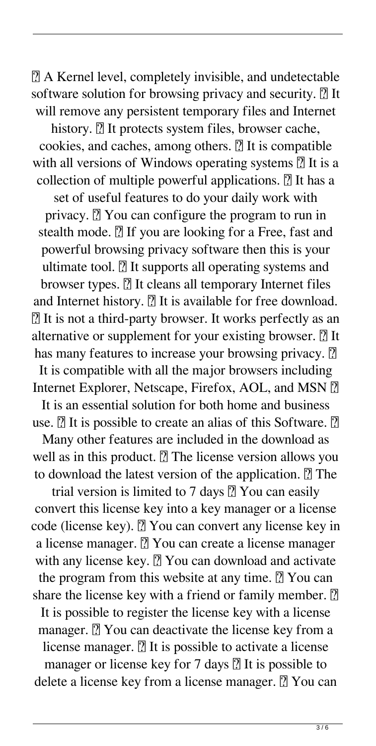A Kernel level, completely invisible, and undetectable software solution for browsing privacy and security.  It will remove any persistent temporary files and Internet history.  It protects system files, browser cache, cookies, and caches, among others.  It is compatible with all versions of Windows operating systems  It is a collection of multiple powerful applications.  It has a set of useful features to do your daily work with privacy.  You can configure the program to run in stealth mode.  If you are looking for a Free, fast and powerful browsing privacy software then this is your ultimate tool.  It supports all operating systems and browser types.  It cleans all temporary Internet files and Internet history.  It is available for free download.  It is not a third-party browser. It works perfectly as an alternative or supplement for your existing browser.  It has many features to increase your browsing privacy.  It is compatible with all the major browsers including Internet Explorer, Netscape, Firefox, AOL, and MSN  It is an essential solution for both home and business use.  It is possible to create an alias of this Software.  Many other features are included in the download as well as in this product.  The license version allows you to download the latest version of the application.  The trial version is limited to 7 days  You can easily convert this license key into a key manager or a license code (license key).  You can convert any license key in a license manager.  You can create a license manager with any license key.  You can download and activate the program from this website at any time.  You can share the license key with a friend or family member.  It is possible to register the license key with a license manager.  You can deactivate the license key from a license manager.  It is possible to activate a license manager or license key for 7 days  It is possible to delete a license key from a license manager.  You can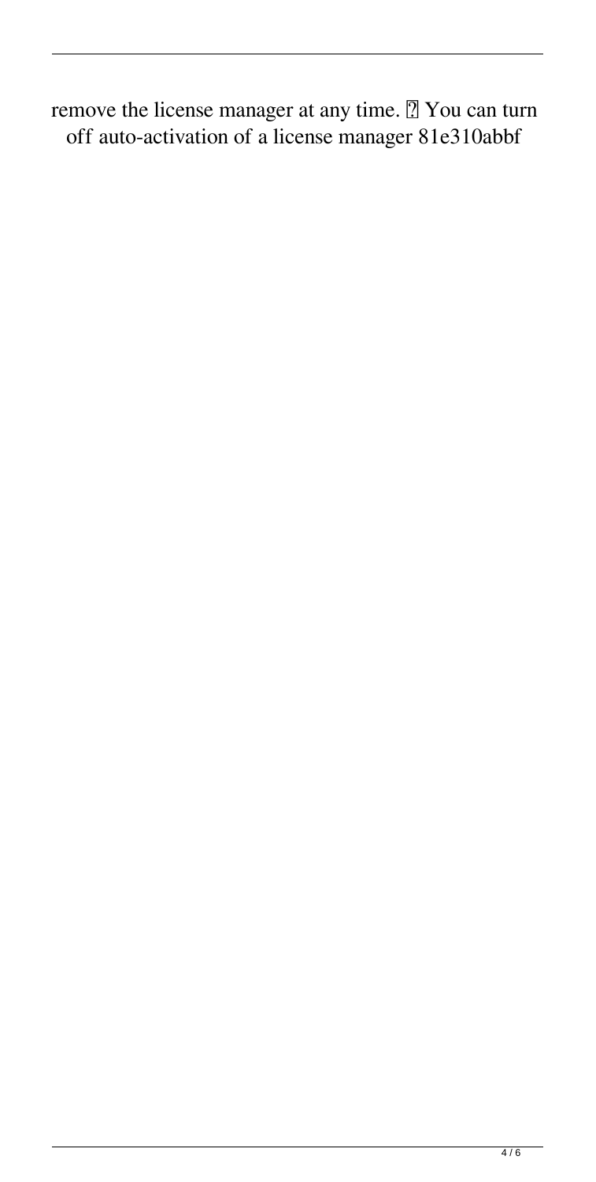remove the license manager at any time. ￼ You can turn off auto-activation of a license manager 81e310abbf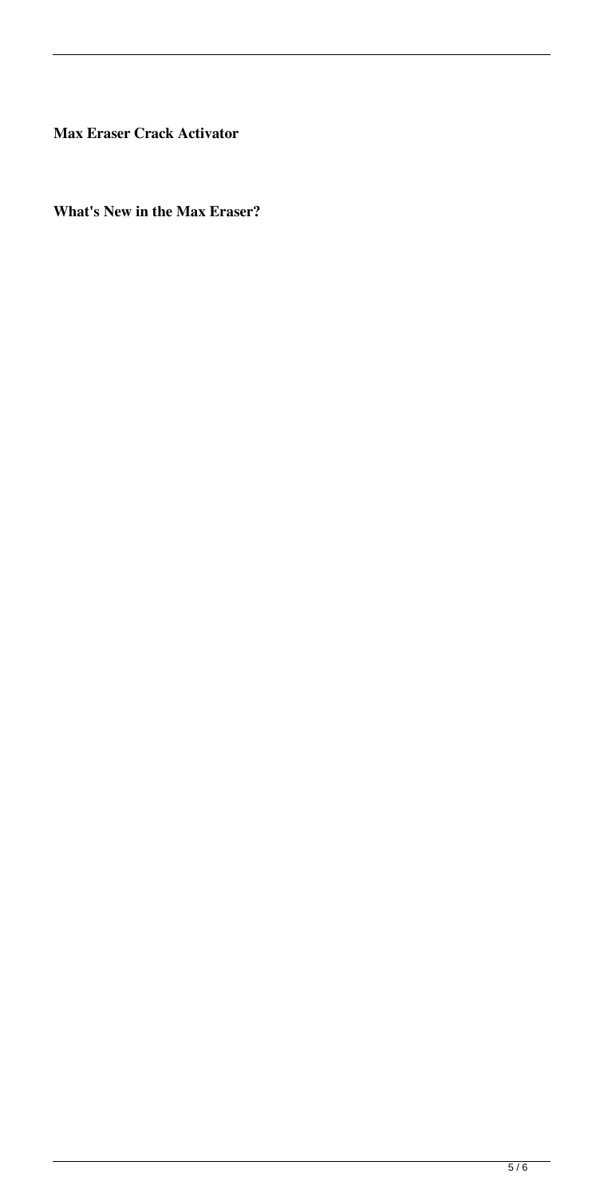**Max Eraser Crack Activator**

**What's New in the Max Eraser?**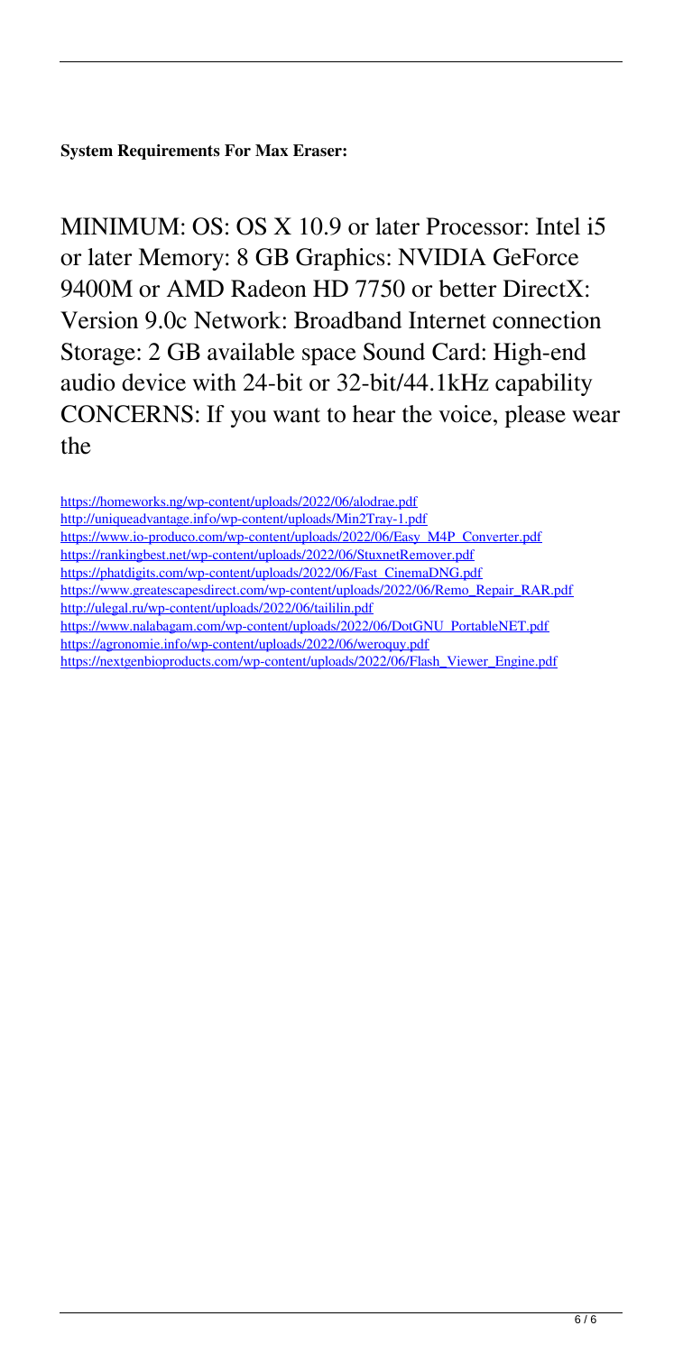**System Requirements For Max Eraser:**

MINIMUM: OS: OS X 10.9 or later Processor: Intel i5 or later Memory: 8 GB Graphics: NVIDIA GeForce 9400M or AMD Radeon HD 7750 or better DirectX: Version 9.0c Network: Broadband Internet connection Storage: 2 GB available space Sound Card: High-end audio device with 24-bit or 32-bit/44.1kHz capability CONCERNS: If you want to hear the voice, please wear the

https://homeworks.ng/wp-content/uploads/2022/06/alodrae.pdf
http://uniqueadvantage.info/wp-content/uploads/Min2Tray-1.pdf
https://www.io-produco.com/wp-content/uploads/2022/06/Easy_M4P_Converter.pdf
https://rankingbest.net/wp-content/uploads/2022/06/StuxnetRemover.pdf
https://phatdigits.com/wp-content/uploads/2022/06/Fast_CinemaDNG.pdf
https://www.greatescapesdirect.com/wp-content/uploads/2022/06/Remo_Repair_RAR.pdf
http://ulegal.ru/wp-content/uploads/2022/06/taililin.pdf
https://www.nalabagam.com/wp-content/uploads/2022/06/DotGNU_PortableNET.pdf
https://agronomie.info/wp-content/uploads/2022/06/weroquy.pdf
https://nextgenbioproducts.com/wp-content/uploads/2022/06/Flash_Viewer_Engine.pdf